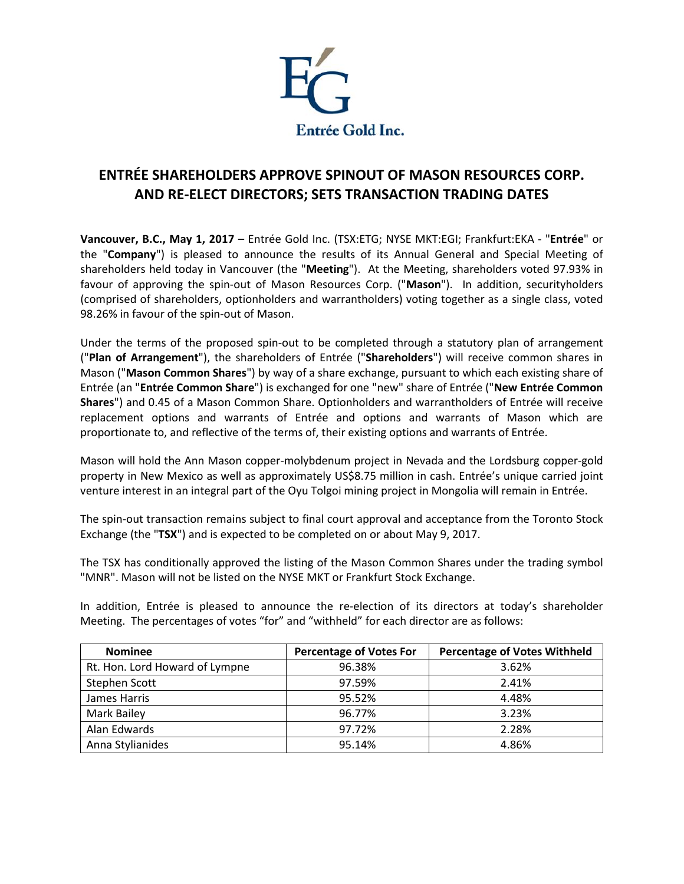Entrée Gold Inc.

# ENTRÉE SHAREHOLDERS APPROVE SPINOUT OF MASON RESOURCES CORP. AND RE-ELECT DIRECTORS; SETS TRANSACTION TRADING DATES

**Vancouver, B.C., May 1, 2017** – Entrée Gold Inc. (TSX:ETG; NYSE MKT:EGI; Frankfurt:EKA - "**Entrée**" or the "**Company**") is pleased to announce the results of its Annual General and Special Meeting of shareholders held today in Vancouver (the "**Meeting**"). At the Meeting, shareholders voted 97.93% in favour of approving the spin-out of Mason Resources Corp. ("**Mason**"). In addition, securityholders (comprised of shareholders, optionholders and warrantholders) voting together as a single class, voted 98.26% in favour of the spin-out of Mason.

Under the terms of the proposed spin-out to be completed through a statutory plan of arrangement ("**Plan of Arrangement**"), the shareholders of Entrée ("**Shareholders**") will receive common shares in Mason ("**Mason Common Shares**") by way of a share exchange, pursuant to which each existing share of Entrée (an "**Entrée Common Share**") is exchanged for one "new" share of Entrée ("**New Entrée Common Shares**") and 0.45 of a Mason Common Share. Optionholders and warrantholders of Entrée will receive replacement options and warrants of Entrée and options and warrants of Mason which are proportionate to, and reflective of the terms of, their existing options and warrants of Entrée.

Mason will hold the Ann Mason copper-molybdenum project in Nevada and the Lordsburg copper-gold property in New Mexico as well as approximately US$8.75 million in cash. Entrée's unique carried joint venture interest in an integral part of the Oyu Tolgoi mining project in Mongolia will remain in Entrée.

The spin-out transaction remains subject to final court approval and acceptance from the Toronto Stock Exchange (the "**TSX**") and is expected to be completed on or about May 9, 2017.

The TSX has conditionally approved the listing of the Mason Common Shares under the trading symbol "MNR". Mason will not be listed on the NYSE MKT or Frankfurt Stock Exchange.

In addition, Entrée is pleased to announce the re-election of its directors at today's shareholder Meeting. The percentages of votes "for" and "withheld" for each director are as follows:

| Nominee | Percentage of Votes For | Percentage of Votes Withheld |
|---|---|---|
| Rt. Hon. Lord Howard of Lympne | 96.38% | 3.62% |
| Stephen Scott | 97.59% | 2.41% |
| James Harris | 95.52% | 4.48% |
| Mark Bailey | 96.77% | 3.23% |
| Alan Edwards | 97.72% | 2.28% |
| Anna Stylianides | 95.14% | 4.86% |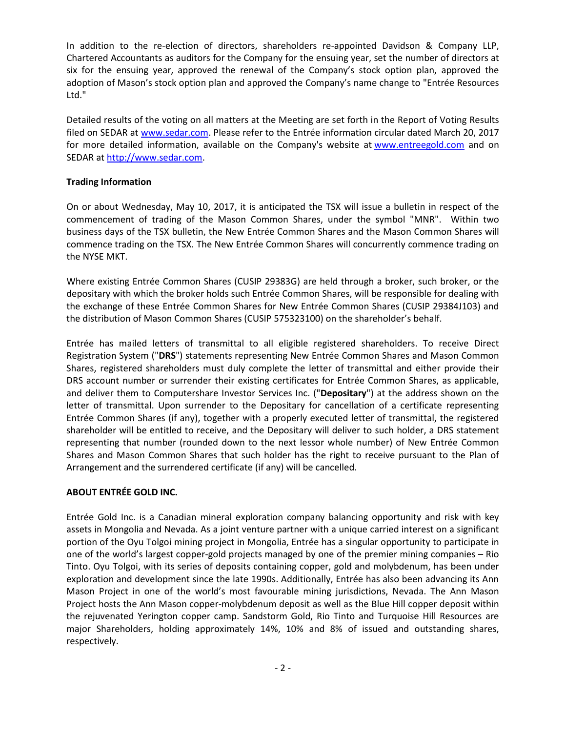In addition to the re-election of directors, shareholders re-appointed Davidson & Company LLP, Chartered Accountants as auditors for the Company for the ensuing year, set the number of directors at six for the ensuing year, approved the renewal of the Company's stock option plan, approved the adoption of Mason's stock option plan and approved the Company's name change to "Entrée Resources Ltd."

Detailed results of the voting on all matters at the Meeting are set forth in the Report of Voting Results filed on SEDAR at [www.sedar.com](www.sedar.com). Please refer to the Entrée information circular dated March 20, 2017 for more detailed information, available on the Company's website at [www.entreegold.com](www.entreegold.com) and on SEDAR at [http://www.sedar.com](http://www.sedar.com).

**Trading Information**

On or about Wednesday, May 10, 2017, it is anticipated the TSX will issue a bulletin in respect of the commencement of trading of the Mason Common Shares, under the symbol "MNR". Within two business days of the TSX bulletin, the New Entrée Common Shares and the Mason Common Shares will commence trading on the TSX. The New Entrée Common Shares will concurrently commence trading on the NYSE MKT.

Where existing Entrée Common Shares (CUSIP 29383G) are held through a broker, such broker, or the depositary with which the broker holds such Entrée Common Shares, will be responsible for dealing with the exchange of these Entrée Common Shares for New Entrée Common Shares (CUSIP 29384J103) and the distribution of Mason Common Shares (CUSIP 575323100) on the shareholder's behalf.

Entrée has mailed letters of transmittal to all eligible registered shareholders. To receive Direct Registration System ("**DRS**") statements representing New Entrée Common Shares and Mason Common Shares, registered shareholders must duly complete the letter of transmittal and either provide their DRS account number or surrender their existing certificates for Entrée Common Shares, as applicable, and deliver them to Computershare Investor Services Inc. ("**Depositary**") at the address shown on the letter of transmittal. Upon surrender to the Depositary for cancellation of a certificate representing Entrée Common Shares (if any), together with a properly executed letter of transmittal, the registered shareholder will be entitled to receive, and the Depositary will deliver to such holder, a DRS statement representing that number (rounded down to the next lessor whole number) of New Entrée Common Shares and Mason Common Shares that such holder has the right to receive pursuant to the Plan of Arrangement and the surrendered certificate (if any) will be cancelled.

**ABOUT ENTRÉE GOLD INC.**

Entrée Gold Inc. is a Canadian mineral exploration company balancing opportunity and risk with key assets in Mongolia and Nevada. As a joint venture partner with a unique carried interest on a significant portion of the Oyu Tolgoi mining project in Mongolia, Entrée has a singular opportunity to participate in one of the world's largest copper-gold projects managed by one of the premier mining companies – Rio Tinto. Oyu Tolgoi, with its series of deposits containing copper, gold and molybdenum, has been under exploration and development since the late 1990s. Additionally, Entrée has also been advancing its Ann Mason Project in one of the world's most favourable mining jurisdictions, Nevada. The Ann Mason Project hosts the Ann Mason copper-molybdenum deposit as well as the Blue Hill copper deposit within the rejuvenated Yerington copper camp. Sandstorm Gold, Rio Tinto and Turquoise Hill Resources are major Shareholders, holding approximately 14%, 10% and 8% of issued and outstanding shares, respectively.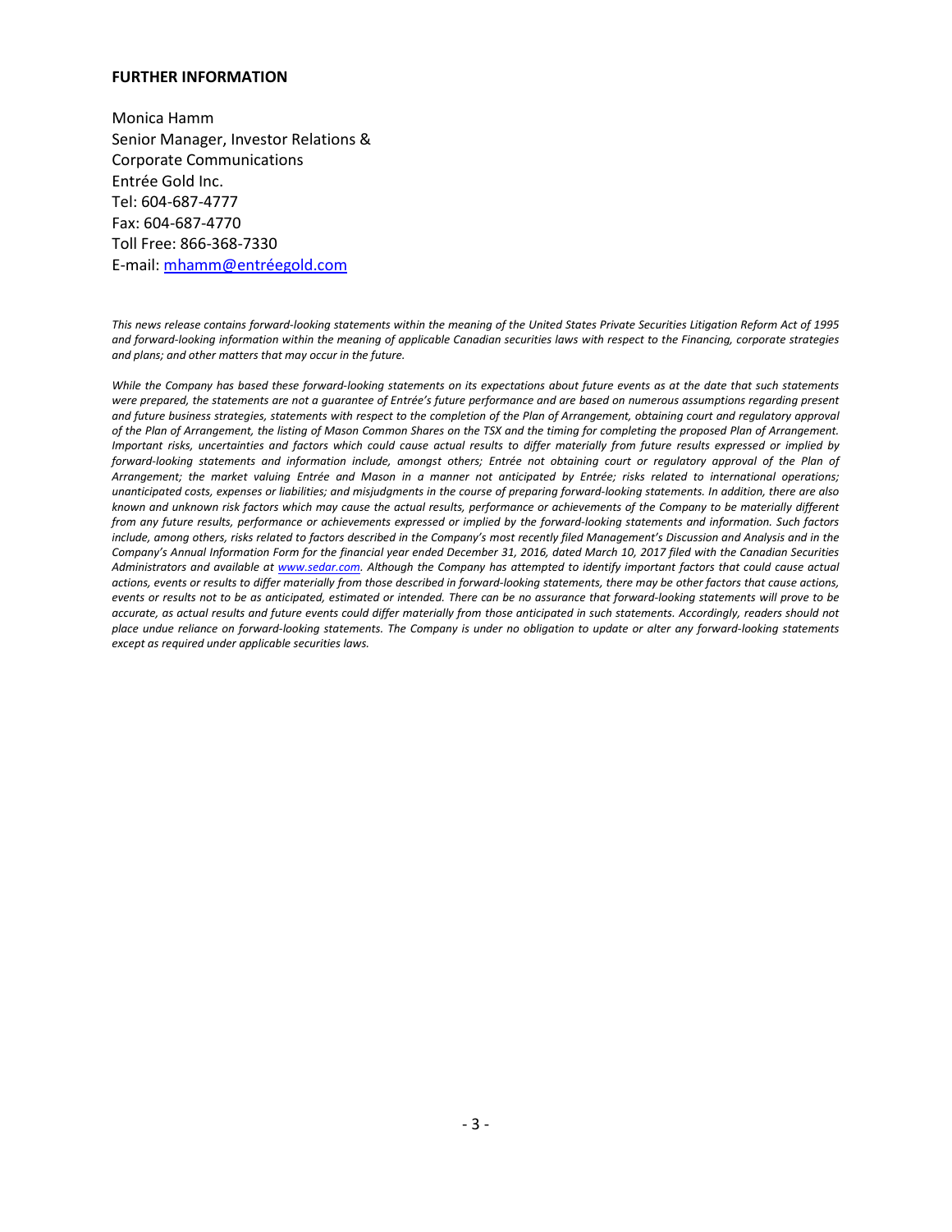## FURTHER INFORMATION

Monica Hamm
Senior Manager, Investor Relations &
Corporate Communications
Entrée Gold Inc.
Tel: 604-687-4777
Fax: 604-687-4770
Toll Free: 866-368-7330
E-mail: mhamm@entréegold.com

*This news release contains forward-looking statements within the meaning of the United States Private Securities Litigation Reform Act of 1995 and forward-looking information within the meaning of applicable Canadian securities laws with respect to the Financing, corporate strategies and plans; and other matters that may occur in the future.*

*While the Company has based these forward-looking statements on its expectations about future events as at the date that such statements were prepared, the statements are not a guarantee of Entrée's future performance and are based on numerous assumptions regarding present and future business strategies, statements with respect to the completion of the Plan of Arrangement, obtaining court and regulatory approval of the Plan of Arrangement, the listing of Mason Common Shares on the TSX and the timing for completing the proposed Plan of Arrangement. Important risks, uncertainties and factors which could cause actual results to differ materially from future results expressed or implied by forward-looking statements and information include, amongst others; Entrée not obtaining court or regulatory approval of the Plan of Arrangement; the market valuing Entrée and Mason in a manner not anticipated by Entrée; risks related to international operations; unanticipated costs, expenses or liabilities; and misjudgments in the course of preparing forward-looking statements. In addition, there are also known and unknown risk factors which may cause the actual results, performance or achievements of the Company to be materially different from any future results, performance or achievements expressed or implied by the forward-looking statements and information. Such factors include, among others, risks related to factors described in the Company's most recently filed Management's Discussion and Analysis and in the Company's Annual Information Form for the financial year ended December 31, 2016, dated March 10, 2017 filed with the Canadian Securities Administrators and available at www.sedar.com. Although the Company has attempted to identify important factors that could cause actual actions, events or results to differ materially from those described in forward-looking statements, there may be other factors that cause actions, events or results not to be as anticipated, estimated or intended. There can be no assurance that forward-looking statements will prove to be accurate, as actual results and future events could differ materially from those anticipated in such statements. Accordingly, readers should not place undue reliance on forward-looking statements. The Company is under no obligation to update or alter any forward-looking statements except as required under applicable securities laws.*